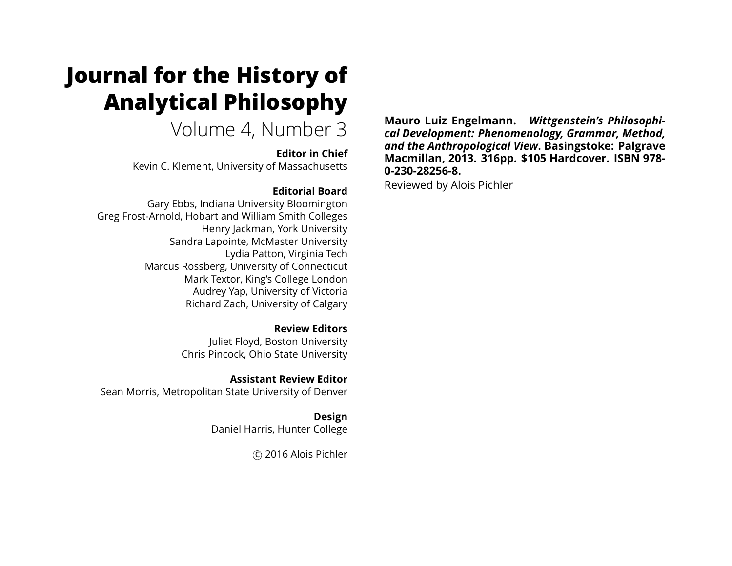# Journal for the History of Analytical Philosophy

Volume 4, Number 3

**Editor in Chief**
Kevin C. Klement, University of Massachusetts

**Editorial Board**
Gary Ebbs, Indiana University Bloomington
Greg Frost-Arnold, Hobart and William Smith Colleges
Henry Jackman, York University
Sandra Lapointe, McMaster University
Lydia Patton, Virginia Tech
Marcus Rossberg, University of Connecticut
Mark Textor, King's College London
Audrey Yap, University of Victoria
Richard Zach, University of Calgary

**Review Editors**
Juliet Floyd, Boston University
Chris Pincock, Ohio State University

**Assistant Review Editor**
Sean Morris, Metropolitan State University of Denver

**Design**
Daniel Harris, Hunter College

© 2016 Alois Pichler

**Mauro Luiz Engelmann. *Wittgenstein's Philosophical Development: Phenomenology, Grammar, Method, and the Anthropological View*. Basingstoke: Palgrave Macmillan, 2013. 316pp. $105 Hardcover. ISBN 978-0-230-28256-8.**

Reviewed by Alois Pichler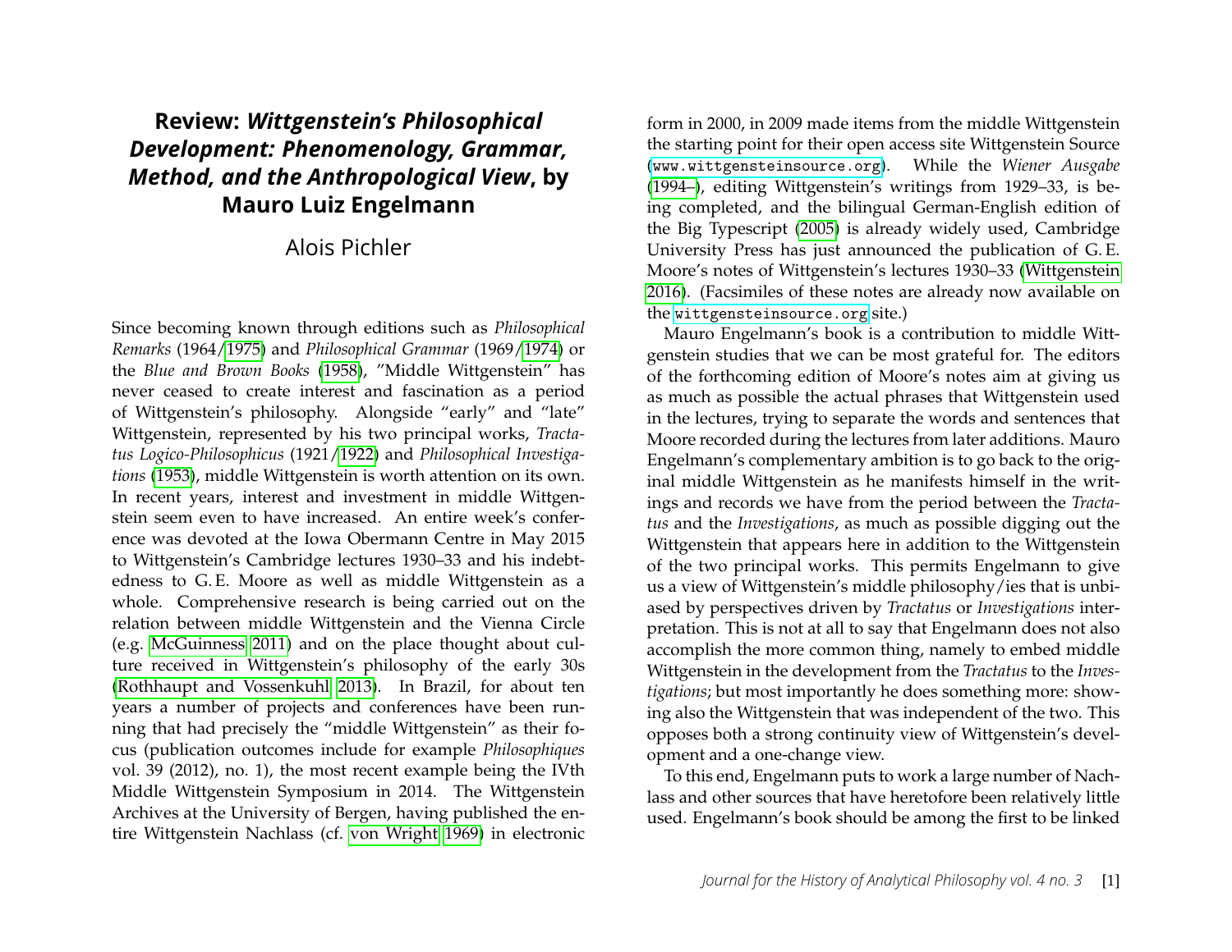# Review: *Wittgenstein's Philosophical Development: Phenomenology, Grammar, Method, and the Anthropological View*, by Mauro Luiz Engelmann

Alois Pichler

Since becoming known through editions such as *Philosophical Remarks* (1964/1975) and *Philosophical Grammar* (1969/1974) or the *Blue and Brown Books* (1958), "Middle Wittgenstein" has never ceased to create interest and fascination as a period of Wittgenstein's philosophy. Alongside "early" and "late" Wittgenstein, represented by his two principal works, *Tractatus Logico-Philosophicus* (1921/1922) and *Philosophical Investigations* (1953), middle Wittgenstein is worth attention on its own. In recent years, interest and investment in middle Wittgenstein seem even to have increased. An entire week's conference was devoted at the Iowa Obermann Centre in May 2015 to Wittgenstein's Cambridge lectures 1930–33 and his indebtedness to G. E. Moore as well as middle Wittgenstein as a whole. Comprehensive research is being carried out on the relation between middle Wittgenstein and the Vienna Circle (e.g. McGuinness 2011) and on the place thought about culture received in Wittgenstein's philosophy of the early 30s (Rothhaupt and Vossenkuhl 2013). In Brazil, for about ten years a number of projects and conferences have been running that had precisely the "middle Wittgenstein" as their focus (publication outcomes include for example *Philosophiques* vol. 39 (2012), no. 1), the most recent example being the IVth Middle Wittgenstein Symposium in 2014. The Wittgenstein Archives at the University of Bergen, having published the entire Wittgenstein Nachlass (cf. von Wright 1969) in electronic form in 2000, in 2009 made items from the middle Wittgenstein the starting point for their open access site Wittgenstein Source (www.wittgensteinsource.org). While the *Wiener Ausgabe* (1994–), editing Wittgenstein's writings from 1929–33, is being completed, and the bilingual German-English edition of the Big Typescript (2005) is already widely used, Cambridge University Press has just announced the publication of G. E. Moore's notes of Wittgenstein's lectures 1930–33 (Wittgenstein 2016). (Facsimiles of these notes are already now available on the wittgensteinsource.org site.)

Mauro Engelmann's book is a contribution to middle Wittgenstein studies that we can be most grateful for. The editors of the forthcoming edition of Moore's notes aim at giving us as much as possible the actual phrases that Wittgenstein used in the lectures, trying to separate the words and sentences that Moore recorded during the lectures from later additions. Mauro Engelmann's complementary ambition is to go back to the original middle Wittgenstein as he manifests himself in the writings and records we have from the period between the *Tractatus* and the *Investigations*, as much as possible digging out the Wittgenstein that appears here in addition to the Wittgenstein of the two principal works. This permits Engelmann to give us a view of Wittgenstein's middle philosophy/ies that is unbiased by perspectives driven by *Tractatus* or *Investigations* interpretation. This is not at all to say that Engelmann does not also accomplish the more common thing, namely to embed middle Wittgenstein in the development from the *Tractatus* to the *Investigations*; but most importantly he does something more: showing also the Wittgenstein that was independent of the two. This opposes both a strong continuity view of Wittgenstein's development and a one-change view.

To this end, Engelmann puts to work a large number of Nachlass and other sources that have heretofore been relatively little used. Engelmann's book should be among the first to be linked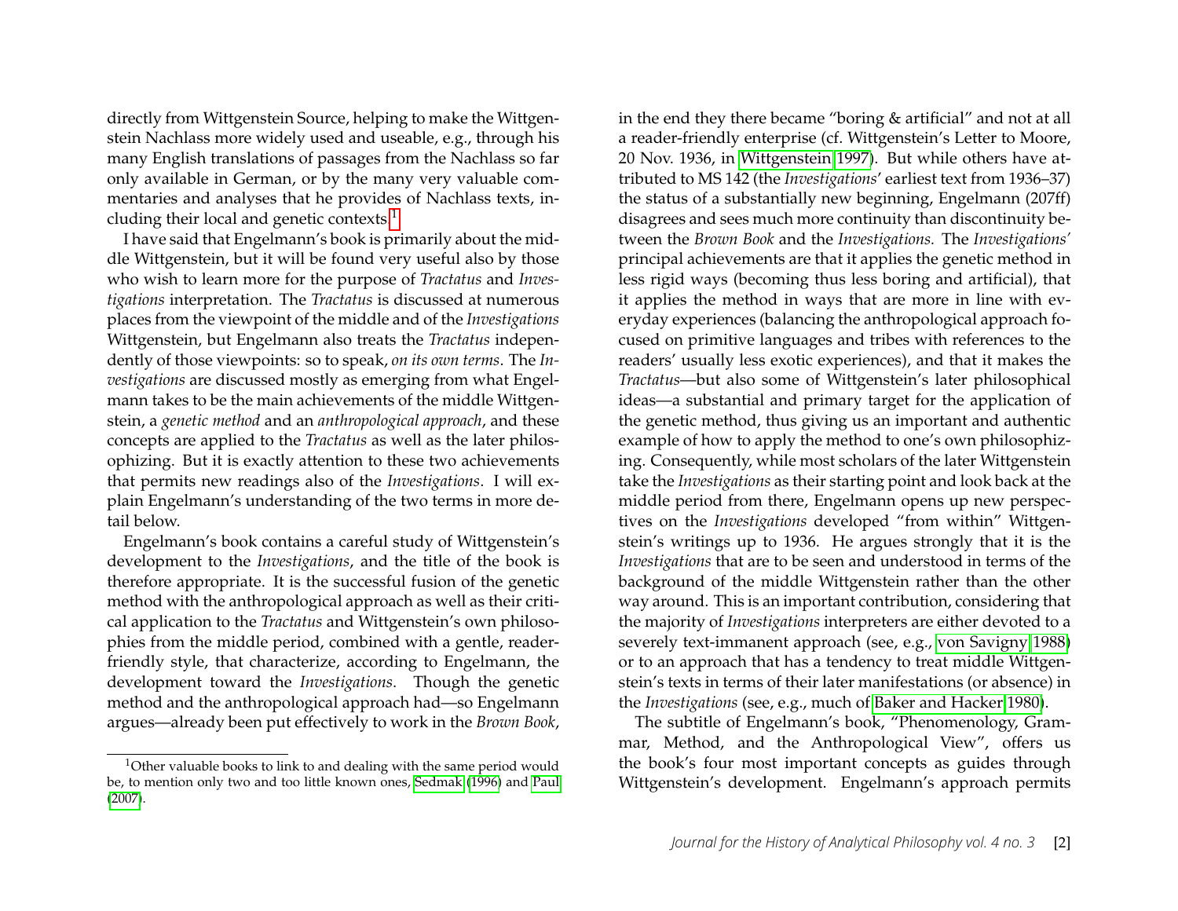directly from Wittgenstein Source, helping to make the Wittgenstein Nachlass more widely used and useable, e.g., through his many English translations of passages from the Nachlass so far only available in German, or by the many very valuable commentaries and analyses that he provides of Nachlass texts, including their local and genetic contexts.[1]

I have said that Engelmann's book is primarily about the middle Wittgenstein, but it will be found very useful also by those who wish to learn more for the purpose of *Tractatus* and *Investigations* interpretation. The *Tractatus* is discussed at numerous places from the viewpoint of the middle and of the *Investigations* Wittgenstein, but Engelmann also treats the *Tractatus* independently of those viewpoints: so to speak, *on its own terms*. The *Investigations* are discussed mostly as emerging from what Engelmann takes to be the main achievements of the middle Wittgenstein, a *genetic method* and an *anthropological approach*, and these concepts are applied to the *Tractatus* as well as the later philosophizing. But it is exactly attention to these two achievements that permits new readings also of the *Investigations*. I will explain Engelmann's understanding of the two terms in more detail below.

Engelmann's book contains a careful study of Wittgenstein's development to the *Investigations*, and the title of the book is therefore appropriate. It is the successful fusion of the genetic method with the anthropological approach as well as their critical application to the *Tractatus* and Wittgenstein's own philosophies from the middle period, combined with a gentle, reader-friendly style, that characterize, according to Engelmann, the development toward the *Investigations*. Though the genetic method and the anthropological approach had—so Engelmann argues—already been put effectively to work in the *Brown Book*, in the end they there became "boring & artificial" and not at all a reader-friendly enterprise (cf. Wittgenstein's Letter to Moore, 20 Nov. 1936, in Wittgenstein 1997). But while others have attributed to MS 142 (the *Investigations'* earliest text from 1936–37) the status of a substantially new beginning, Engelmann (207ff) disagrees and sees much more continuity than discontinuity between the *Brown Book* and the *Investigations*. The *Investigations'* principal achievements are that it applies the genetic method in less rigid ways (becoming thus less boring and artificial), that it applies the method in ways that are more in line with everyday experiences (balancing the anthropological approach focused on primitive languages and tribes with references to the readers' usually less exotic experiences), and that it makes the *Tractatus*—but also some of Wittgenstein's later philosophical ideas—a substantial and primary target for the application of the genetic method, thus giving us an important and authentic example of how to apply the method to one's own philosophizing. Consequently, while most scholars of the later Wittgenstein take the *Investigations* as their starting point and look back at the middle period from there, Engelmann opens up new perspectives on the *Investigations* developed "from within" Wittgenstein's writings up to 1936. He argues strongly that it is the *Investigations* that are to be seen and understood in terms of the background of the middle Wittgenstein rather than the other way around. This is an important contribution, considering that the majority of *Investigations* interpreters are either devoted to a severely text-immanent approach (see, e.g., von Savigny 1988) or to an approach that has a tendency to treat middle Wittgenstein's texts in terms of their later manifestations (or absence) in the *Investigations* (see, e.g., much of Baker and Hacker 1980).

The subtitle of Engelmann's book, "Phenomenology, Grammar, Method, and the Anthropological View", offers us the book's four most important concepts as guides through Wittgenstein's development. Engelmann's approach permits

[1] Other valuable books to link to and dealing with the same period would be, to mention only two and too little known ones, Sedmak (1996) and Paul (2007).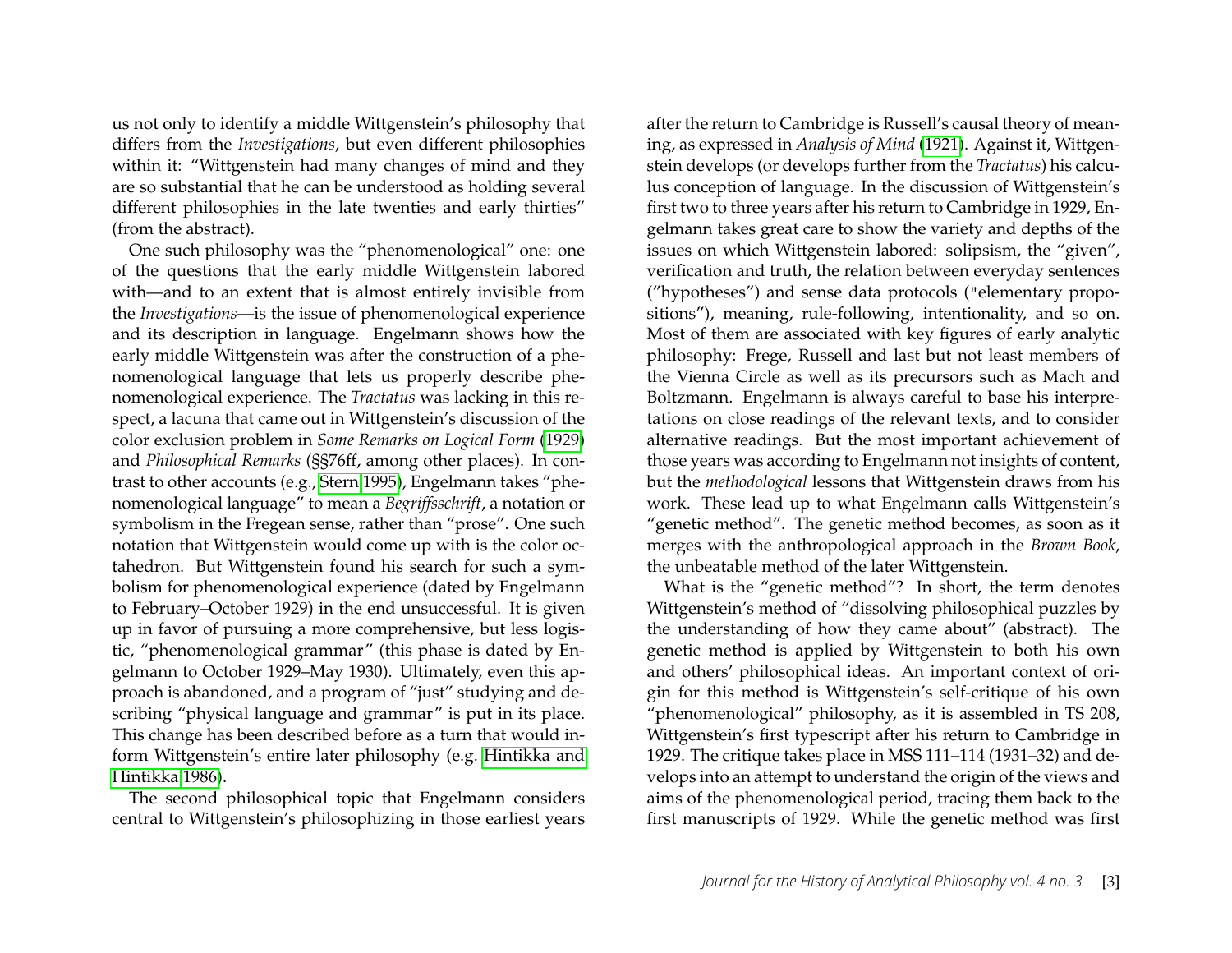us not only to identify a middle Wittgenstein's philosophy that differs from the *Investigations*, but even different philosophies within it: "Wittgenstein had many changes of mind and they are so substantial that he can be understood as holding several different philosophies in the late twenties and early thirties" (from the abstract).

One such philosophy was the "phenomenological" one: one of the questions that the early middle Wittgenstein labored with—and to an extent that is almost entirely invisible from the *Investigations*—is the issue of phenomenological experience and its description in language. Engelmann shows how the early middle Wittgenstein was after the construction of a phenomenological language that lets us properly describe phenomenological experience. The *Tractatus* was lacking in this respect, a lacuna that came out in Wittgenstein's discussion of the color exclusion problem in *Some Remarks on Logical Form* (1929) and *Philosophical Remarks* (§§76ff, among other places). In contrast to other accounts (e.g., Stern 1995), Engelmann takes "phenomenological language" to mean a *Begriffsschrift*, a notation or symbolism in the Fregean sense, rather than "prose". One such notation that Wittgenstein would come up with is the color octahedron. But Wittgenstein found his search for such a symbolism for phenomenological experience (dated by Engelmann to February–October 1929) in the end unsuccessful. It is given up in favor of pursuing a more comprehensive, but less logistic, "phenomenological grammar" (this phase is dated by Engelmann to October 1929–May 1930). Ultimately, even this approach is abandoned, and a program of "just" studying and describing "physical language and grammar" is put in its place. This change has been described before as a turn that would inform Wittgenstein's entire later philosophy (e.g. Hintikka and Hintikka 1986).

The second philosophical topic that Engelmann considers central to Wittgenstein's philosophizing in those earliest years after the return to Cambridge is Russell's causal theory of meaning, as expressed in *Analysis of Mind* (1921). Against it, Wittgenstein develops (or develops further from the *Tractatus*) his calculus conception of language. In the discussion of Wittgenstein's first two to three years after his return to Cambridge in 1929, Engelmann takes great care to show the variety and depths of the issues on which Wittgenstein labored: solipsism, the "given", verification and truth, the relation between everyday sentences ("hypotheses") and sense data protocols ("elementary propositions"), meaning, rule-following, intentionality, and so on. Most of them are associated with key figures of early analytic philosophy: Frege, Russell and last but not least members of the Vienna Circle as well as its precursors such as Mach and Boltzmann. Engelmann is always careful to base his interpretations on close readings of the relevant texts, and to consider alternative readings. But the most important achievement of those years was according to Engelmann not insights of content, but the *methodological* lessons that Wittgenstein draws from his work. These lead up to what Engelmann calls Wittgenstein's "genetic method". The genetic method becomes, as soon as it merges with the anthropological approach in the *Brown Book*, the unbeatable method of the later Wittgenstein.

What is the "genetic method"? In short, the term denotes Wittgenstein's method of "dissolving philosophical puzzles by the understanding of how they came about" (abstract). The genetic method is applied by Wittgenstein to both his own and others' philosophical ideas. An important context of origin for this method is Wittgenstein's self-critique of his own "phenomenological" philosophy, as it is assembled in TS 208, Wittgenstein's first typescript after his return to Cambridge in 1929. The critique takes place in MSS 111–114 (1931–32) and develops into an attempt to understand the origin of the views and aims of the phenomenological period, tracing them back to the first manuscripts of 1929. While the genetic method was first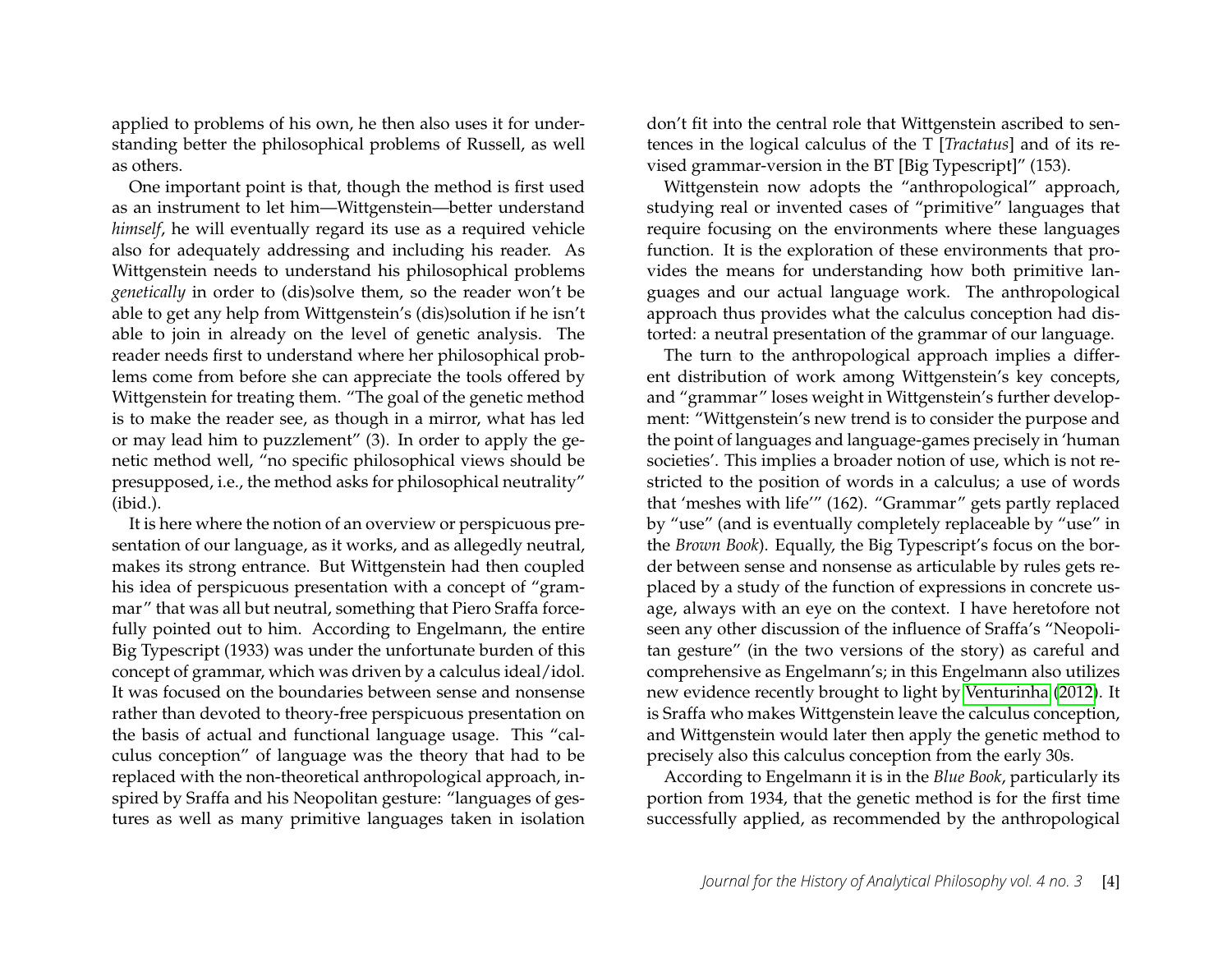applied to problems of his own, he then also uses it for understanding better the philosophical problems of Russell, as well as others.

One important point is that, though the method is first used as an instrument to let him—Wittgenstein—better understand *himself*, he will eventually regard its use as a required vehicle also for adequately addressing and including his reader. As Wittgenstein needs to understand his philosophical problems *genetically* in order to (dis)solve them, so the reader won't be able to get any help from Wittgenstein's (dis)solution if he isn't able to join in already on the level of genetic analysis. The reader needs first to understand where her philosophical problems come from before she can appreciate the tools offered by Wittgenstein for treating them. "The goal of the genetic method is to make the reader see, as though in a mirror, what has led or may lead him to puzzlement" (3). In order to apply the genetic method well, "no specific philosophical views should be presupposed, i.e., the method asks for philosophical neutrality" (ibid.).

It is here where the notion of an overview or perspicuous presentation of our language, as it works, and as allegedly neutral, makes its strong entrance. But Wittgenstein had then coupled his idea of perspicuous presentation with a concept of "grammar" that was all but neutral, something that Piero Sraffa forcefully pointed out to him. According to Engelmann, the entire Big Typescript (1933) was under the unfortunate burden of this concept of grammar, which was driven by a calculus ideal/idol. It was focused on the boundaries between sense and nonsense rather than devoted to theory-free perspicuous presentation on the basis of actual and functional language usage. This "calculus conception" of language was the theory that had to be replaced with the non-theoretical anthropological approach, inspired by Sraffa and his Neopolitan gesture: "languages of gestures as well as many primitive languages taken in isolation don't fit into the central role that Wittgenstein ascribed to sentences in the logical calculus of the T [*Tractatus*] and of its revised grammar-version in the BT [Big Typescript]" (153).

Wittgenstein now adopts the "anthropological" approach, studying real or invented cases of "primitive" languages that require focusing on the environments where these languages function. It is the exploration of these environments that provides the means for understanding how both primitive languages and our actual language work. The anthropological approach thus provides what the calculus conception had distorted: a neutral presentation of the grammar of our language.

The turn to the anthropological approach implies a different distribution of work among Wittgenstein's key concepts, and "grammar" loses weight in Wittgenstein's further development: "Wittgenstein's new trend is to consider the purpose and the point of languages and language-games precisely in 'human societies'. This implies a broader notion of use, which is not restricted to the position of words in a calculus; a use of words that 'meshes with life'" (162). "Grammar" gets partly replaced by "use" (and is eventually completely replaceable by "use" in the *Brown Book*). Equally, the Big Typescript's focus on the border between sense and nonsense as articulable by rules gets replaced by a study of the function of expressions in concrete usage, always with an eye on the context. I have heretofore not seen any other discussion of the influence of Sraffa's "Neopolitan gesture" (in the two versions of the story) as careful and comprehensive as Engelmann's; in this Engelmann also utilizes new evidence recently brought to light by Venturinha (2012). It is Sraffa who makes Wittgenstein leave the calculus conception, and Wittgenstein would later then apply the genetic method to precisely also this calculus conception from the early 30s.

According to Engelmann it is in the *Blue Book*, particularly its portion from 1934, that the genetic method is for the first time successfully applied, as recommended by the anthropological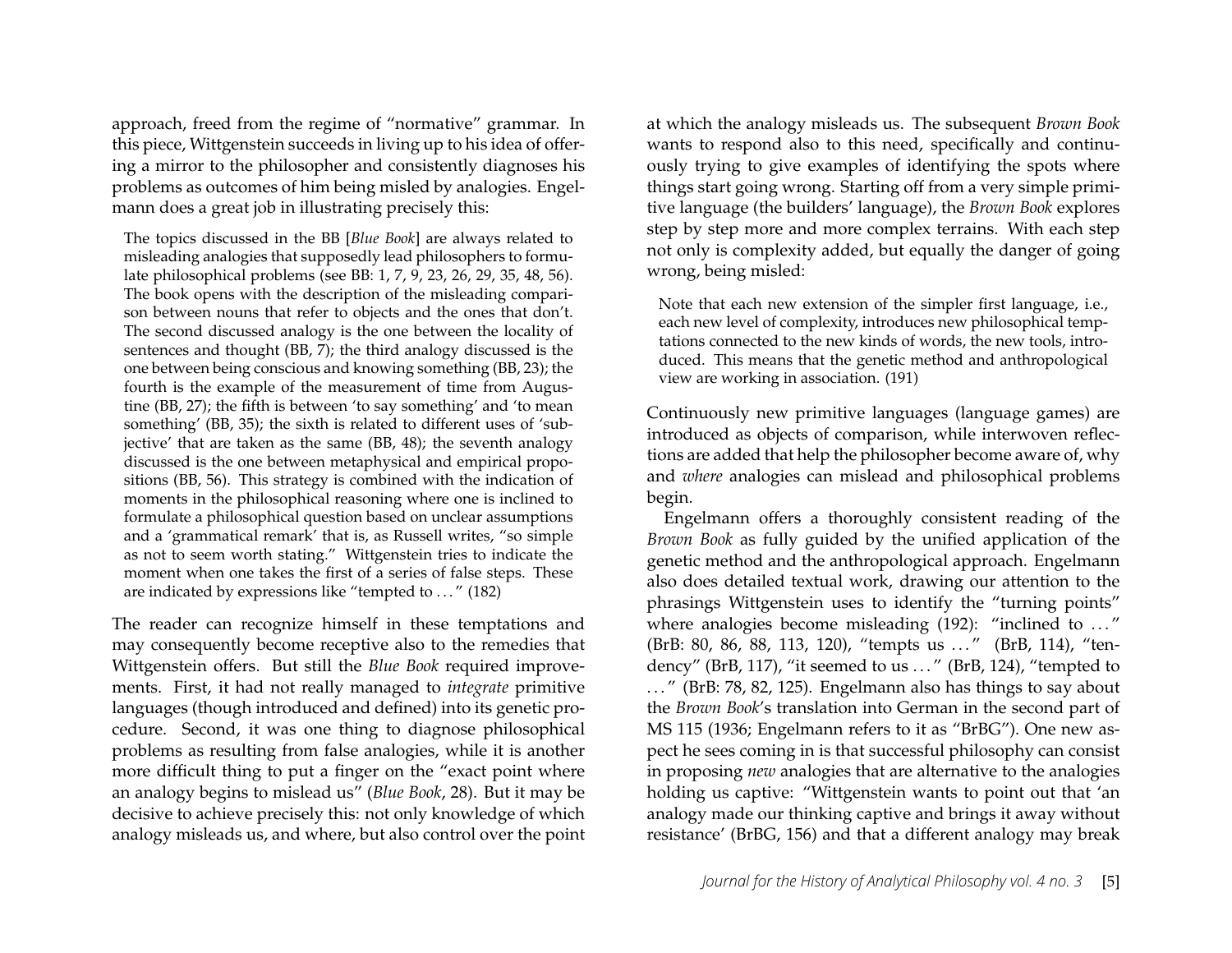approach, freed from the regime of "normative" grammar. In this piece, Wittgenstein succeeds in living up to his idea of offering a mirror to the philosopher and consistently diagnoses his problems as outcomes of him being misled by analogies. Engelmann does a great job in illustrating precisely this:

> The topics discussed in the BB [*Blue Book*] are always related to misleading analogies that supposedly lead philosophers to formulate philosophical problems (see BB: 1, 7, 9, 23, 26, 29, 35, 48, 56). The book opens with the description of the misleading comparison between nouns that refer to objects and the ones that don't. The second discussed analogy is the one between the locality of sentences and thought (BB, 7); the third analogy discussed is the one between being conscious and knowing something (BB, 23); the fourth is the example of the measurement of time from Augustine (BB, 27); the fifth is between 'to say something' and 'to mean something' (BB, 35); the sixth is related to different uses of 'subjective' that are taken as the same (BB, 48); the seventh analogy discussed is the one between metaphysical and empirical propositions (BB, 56). This strategy is combined with the indication of moments in the philosophical reasoning where one is inclined to formulate a philosophical question based on unclear assumptions and a 'grammatical remark' that is, as Russell writes, "so simple as not to seem worth stating." Wittgenstein tries to indicate the moment when one takes the first of a series of false steps. These are indicated by expressions like "tempted to ..." (182)

The reader can recognize himself in these temptations and may consequently become receptive also to the remedies that Wittgenstein offers. But still the *Blue Book* required improvements. First, it had not really managed to *integrate* primitive languages (though introduced and defined) into its genetic procedure. Second, it was one thing to diagnose philosophical problems as resulting from false analogies, while it is another more difficult thing to put a finger on the "exact point where an analogy begins to mislead us" (*Blue Book*, 28). But it may be decisive to achieve precisely this: not only knowledge of which analogy misleads us, and where, but also control over the point at which the analogy misleads us. The subsequent *Brown Book* wants to respond also to this need, specifically and continuously trying to give examples of identifying the spots where things start going wrong. Starting off from a very simple primitive language (the builders' language), the *Brown Book* explores step by step more and more complex terrains. With each step not only is complexity added, but equally the danger of going wrong, being misled:

> Note that each new extension of the simpler first language, i.e., each new level of complexity, introduces new philosophical temptations connected to the new kinds of words, the new tools, introduced. This means that the genetic method and anthropological view are working in association. (191)

Continuously new primitive languages (language games) are introduced as objects of comparison, while interwoven reflections are added that help the philosopher become aware of, why and *where* analogies can mislead and philosophical problems begin.

Engelmann offers a thoroughly consistent reading of the *Brown Book* as fully guided by the unified application of the genetic method and the anthropological approach. Engelmann also does detailed textual work, drawing our attention to the phrasings Wittgenstein uses to identify the "turning points" where analogies become misleading (192): "inclined to ..." (BrB: 80, 86, 88, 113, 120), "tempts us ..." (BrB, 114), "tendency" (BrB, 117), "it seemed to us ..." (BrB, 124), "tempted to ..." (BrB: 78, 82, 125). Engelmann also has things to say about the *Brown Book*'s translation into German in the second part of MS 115 (1936; Engelmann refers to it as "BrBG"). One new aspect he sees coming in is that successful philosophy can consist in proposing *new* analogies that are alternative to the analogies holding us captive: "Wittgenstein wants to point out that 'an analogy made our thinking captive and brings it away without resistance' (BrBG, 156) and that a different analogy may break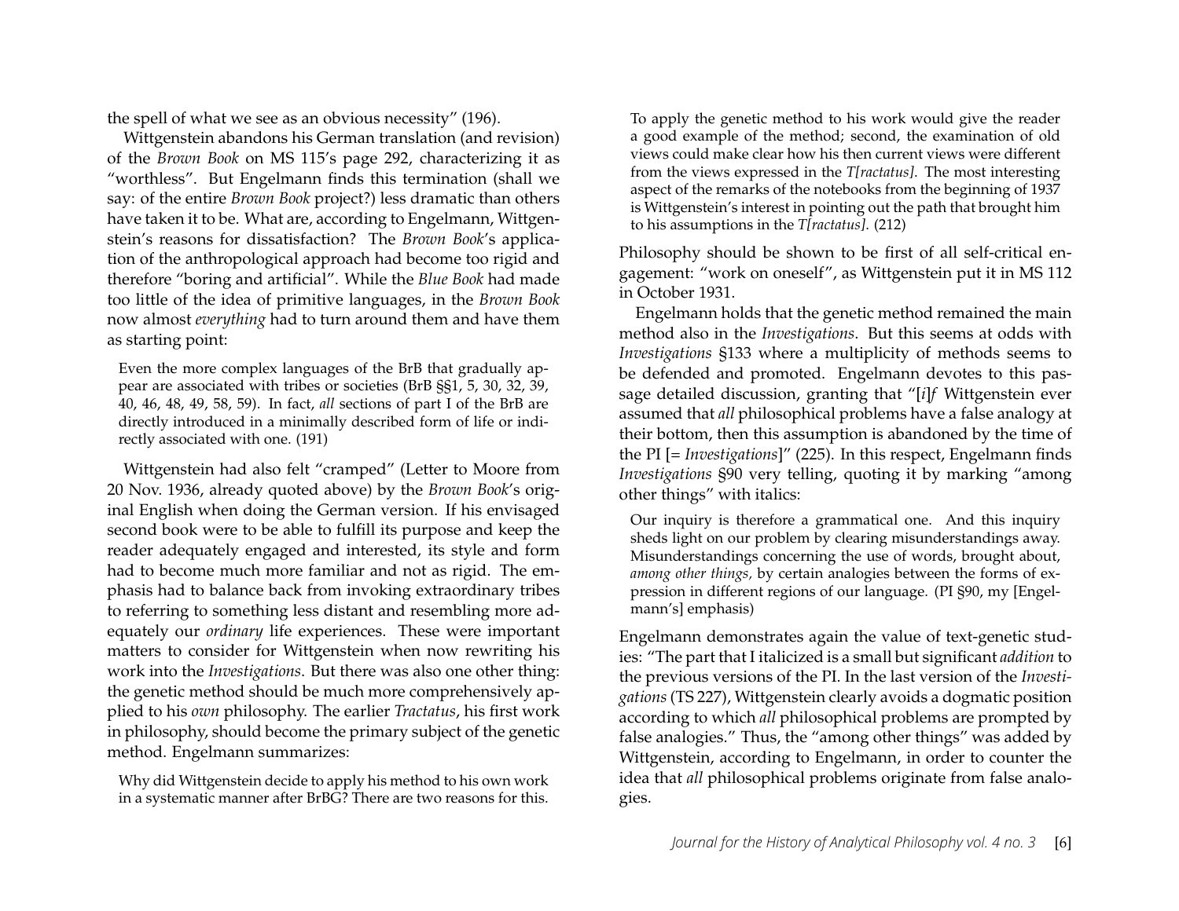the spell of what we see as an obvious necessity" (196).

Wittgenstein abandons his German translation (and revision) of the *Brown Book* on MS 115's page 292, characterizing it as "worthless". But Engelmann finds this termination (shall we say: of the entire *Brown Book* project?) less dramatic than others have taken it to be. What are, according to Engelmann, Wittgenstein's reasons for dissatisfaction? The *Brown Book*'s application of the anthropological approach had become too rigid and therefore "boring and artificial". While the *Blue Book* had made too little of the idea of primitive languages, in the *Brown Book* now almost *everything* had to turn around them and have them as starting point:

> Even the more complex languages of the BrB that gradually appear are associated with tribes or societies (BrB §§1, 5, 30, 32, 39, 40, 46, 48, 49, 58, 59). In fact, *all* sections of part I of the BrB are directly introduced in a minimally described form of life or indirectly associated with one. (191)

Wittgenstein had also felt "cramped" (Letter to Moore from 20 Nov. 1936, already quoted above) by the *Brown Book*'s original English when doing the German version. If his envisaged second book were to be able to fulfill its purpose and keep the reader adequately engaged and interested, its style and form had to become much more familiar and not as rigid. The emphasis had to balance back from invoking extraordinary tribes to referring to something less distant and resembling more adequately our *ordinary* life experiences. These were important matters to consider for Wittgenstein when now rewriting his work into the *Investigations*. But there was also one other thing: the genetic method should be much more comprehensively applied to his *own* philosophy. The earlier *Tractatus*, his first work in philosophy, should become the primary subject of the genetic method. Engelmann summarizes:

> Why did Wittgenstein decide to apply his method to his own work in a systematic manner after BrBG? There are two reasons for this. To apply the genetic method to his work would give the reader a good example of the method; second, the examination of old views could make clear how his then current views were different from the views expressed in the *T[ractatus]*. The most interesting aspect of the remarks of the notebooks from the beginning of 1937 is Wittgenstein's interest in pointing out the path that brought him to his assumptions in the *T[ractatus]*. (212)

Philosophy should be shown to be first of all self-critical engagement: "work on oneself", as Wittgenstein put it in MS 112 in October 1931.

Engelmann holds that the genetic method remained the main method also in the *Investigations*. But this seems at odds with *Investigations* §133 where a multiplicity of methods seems to be defended and promoted. Engelmann devotes to this passage detailed discussion, granting that "[*i*]*f* Wittgenstein ever assumed that *all* philosophical problems have a false analogy at their bottom, then this assumption is abandoned by the time of the PI [= *Investigations*]" (225). In this respect, Engelmann finds *Investigations* §90 very telling, quoting it by marking "among other things" with italics:

> Our inquiry is therefore a grammatical one. And this inquiry sheds light on our problem by clearing misunderstandings away. Misunderstandings concerning the use of words, brought about, *among other things,* by certain analogies between the forms of expression in different regions of our language. (PI §90, my [Engelmann's] emphasis)

Engelmann demonstrates again the value of text-genetic studies: "The part that I italicized is a small but significant *addition* to the previous versions of the PI. In the last version of the *Investigations* (TS 227), Wittgenstein clearly avoids a dogmatic position according to which *all* philosophical problems are prompted by false analogies." Thus, the "among other things" was added by Wittgenstein, according to Engelmann, in order to counter the idea that *all* philosophical problems originate from false analogies.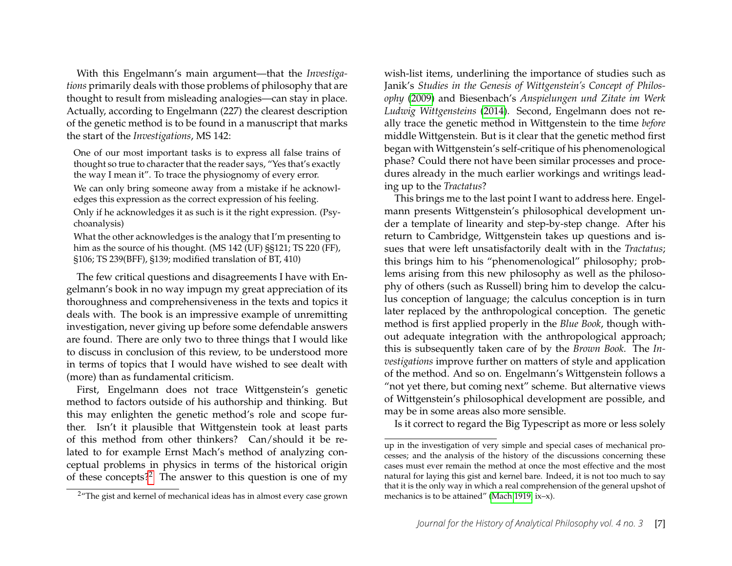With this Engelmann's main argument—that the *Investigations* primarily deals with those problems of philosophy that are thought to result from misleading analogies—can stay in place. Actually, according to Engelmann (227) the clearest description of the genetic method is to be found in a manuscript that marks the start of the *Investigations*, MS 142:

> One of our most important tasks is to express all false trains of thought so true to character that the reader says, "Yes that's exactly the way I mean it". To trace the physiognomy of every error.
>
> We can only bring someone away from a mistake if he acknowledges this expression as the correct expression of his feeling.
>
> Only if he acknowledges it as such is it the right expression. (Psychoanalysis)
>
> What the other acknowledges is the analogy that I'm presenting to him as the source of his thought. (MS 142 (UF) §§121; TS 220 (FF), §106; TS 239(BFF), §139; modified translation of BT, 410)

The few critical questions and disagreements I have with Engelmann's book in no way impugn my great appreciation of its thoroughness and comprehensiveness in the texts and topics it deals with. The book is an impressive example of unremitting investigation, never giving up before some defendable answers are found. There are only two to three things that I would like to discuss in conclusion of this review, to be understood more in terms of topics that I would have wished to see dealt with (more) than as fundamental criticism.

First, Engelmann does not trace Wittgenstein's genetic method to factors outside of his authorship and thinking. But this may enlighten the genetic method's role and scope further. Isn't it plausible that Wittgenstein took at least parts of this method from other thinkers? Can/should it be related to for example Ernst Mach's method of analyzing conceptual problems in physics in terms of the historical origin of these concepts?[2] The answer to this question is one of my wish-list items, underlining the importance of studies such as Janik's *Studies in the Genesis of Wittgenstein's Concept of Philosophy* (2009) and Biesenbach's *Anspielungen und Zitate im Werk Ludwig Wittgensteins* (2014). Second, Engelmann does not really trace the genetic method in Wittgenstein to the time *before* middle Wittgenstein. But is it clear that the genetic method first began with Wittgenstein's self-critique of his phenomenological phase? Could there not have been similar processes and procedures already in the much earlier workings and writings leading up to the *Tractatus*?

This brings me to the last point I want to address here. Engelmann presents Wittgenstein's philosophical development under a template of linearity and step-by-step change. After his return to Cambridge, Wittgenstein takes up questions and issues that were left unsatisfactorily dealt with in the *Tractatus*; this brings him to his "phenomenological" philosophy; problems arising from this new philosophy as well as the philosophy of others (such as Russell) bring him to develop the calculus conception of language; the calculus conception is in turn later replaced by the anthropological conception. The genetic method is first applied properly in the *Blue Book*, though without adequate integration with the anthropological approach; this is subsequently taken care of by the *Brown Book*. The *Investigations* improve further on matters of style and application of the method. And so on. Engelmann's Wittgenstein follows a "not yet there, but coming next" scheme. But alternative views of Wittgenstein's philosophical development are possible, and may be in some areas also more sensible.

Is it correct to regard the Big Typescript as more or less solely

---

[2] "The gist and kernel of mechanical ideas has in almost every case grown up in the investigation of very simple and special cases of mechanical processes; and the analysis of the history of the discussions concerning these cases must ever remain the method at once the most effective and the most natural for laying this gist and kernel bare. Indeed, it is not too much to say that it is the only way in which a real comprehension of the general upshot of mechanics is to be attained" (Mach 1919, ix–x).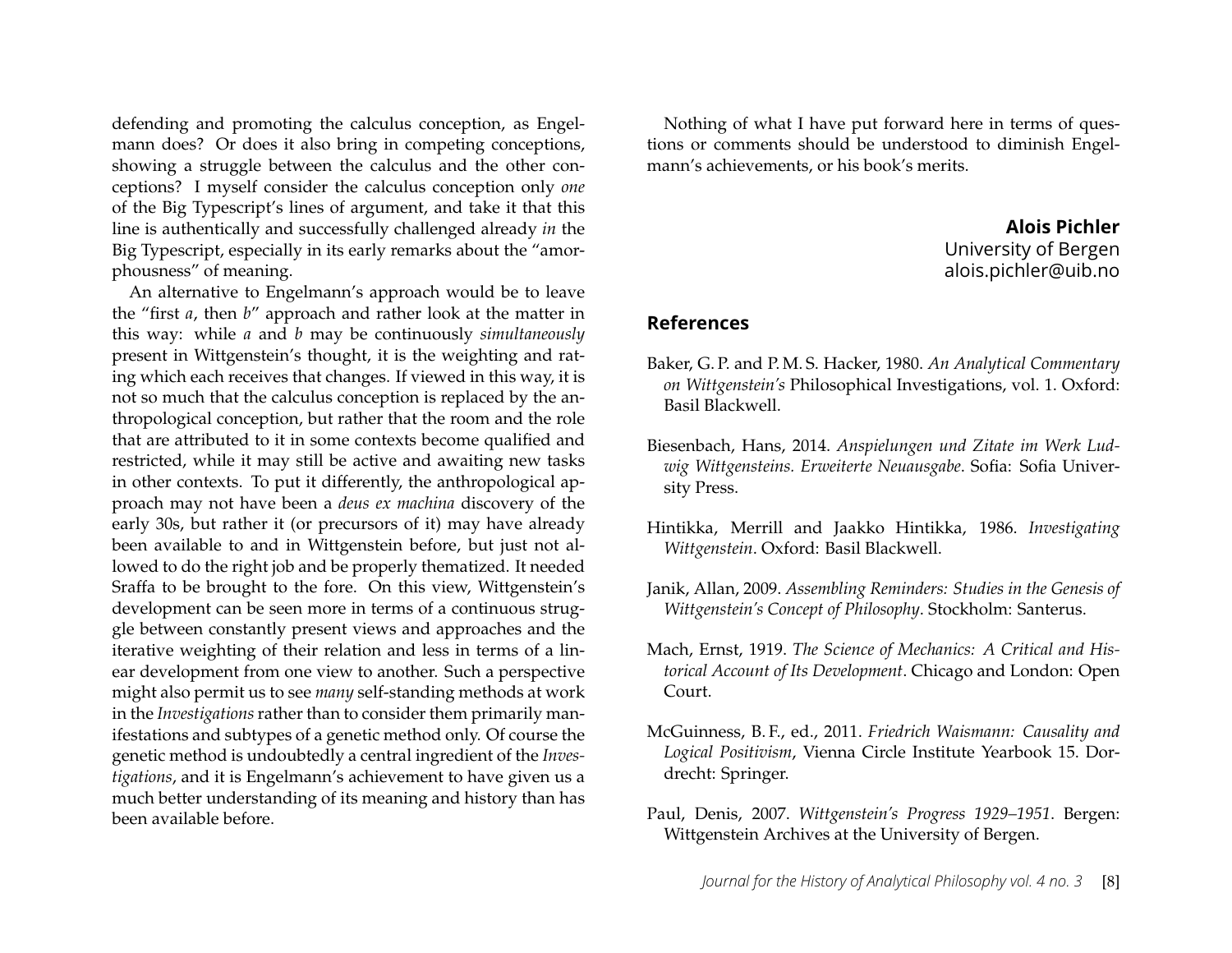defending and promoting the calculus conception, as Engelmann does? Or does it also bring in competing conceptions, showing a struggle between the calculus and the other conceptions? I myself consider the calculus conception only *one* of the Big Typescript's lines of argument, and take it that this line is authentically and successfully challenged already *in* the Big Typescript, especially in its early remarks about the "amorphousness" of meaning.

An alternative to Engelmann's approach would be to leave the "first *a*, then *b*" approach and rather look at the matter in this way: while *a* and *b* may be continuously *simultaneously* present in Wittgenstein's thought, it is the weighting and rating which each receives that changes. If viewed in this way, it is not so much that the calculus conception is replaced by the anthropological conception, but rather that the room and the role that are attributed to it in some contexts become qualified and restricted, while it may still be active and awaiting new tasks in other contexts. To put it differently, the anthropological approach may not have been a *deus ex machina* discovery of the early 30s, but rather it (or precursors of it) may have already been available to and in Wittgenstein before, but just not allowed to do the right job and be properly thematized. It needed Sraffa to be brought to the fore. On this view, Wittgenstein's development can be seen more in terms of a continuous struggle between constantly present views and approaches and the iterative weighting of their relation and less in terms of a linear development from one view to another. Such a perspective might also permit us to see *many* self-standing methods at work in the *Investigations* rather than to consider them primarily manifestations and subtypes of a genetic method only. Of course the genetic method is undoubtedly a central ingredient of the *Investigations*, and it is Engelmann's achievement to have given us a much better understanding of its meaning and history than has been available before.

Nothing of what I have put forward here in terms of questions or comments should be understood to diminish Engelmann's achievements, or his book's merits.

**Alois Pichler**
University of Bergen
alois.pichler@uib.no

## References

Baker, G. P. and P. M. S. Hacker, 1980. *An Analytical Commentary on Wittgenstein's* Philosophical Investigations, vol. 1. Oxford: Basil Blackwell.

Biesenbach, Hans, 2014. *Anspielungen und Zitate im Werk Ludwig Wittgensteins. Erweiterte Neuausgabe*. Sofia: Sofia University Press.

Hintikka, Merrill and Jaakko Hintikka, 1986. *Investigating Wittgenstein*. Oxford: Basil Blackwell.

Janik, Allan, 2009. *Assembling Reminders: Studies in the Genesis of Wittgenstein's Concept of Philosophy*. Stockholm: Santerus.

Mach, Ernst, 1919. *The Science of Mechanics: A Critical and Historical Account of Its Development*. Chicago and London: Open Court.

McGuinness, B. F., ed., 2011. *Friedrich Waismann: Causality and Logical Positivism*, Vienna Circle Institute Yearbook 15. Dordrecht: Springer.

Paul, Denis, 2007. *Wittgenstein's Progress 1929–1951*. Bergen: Wittgenstein Archives at the University of Bergen.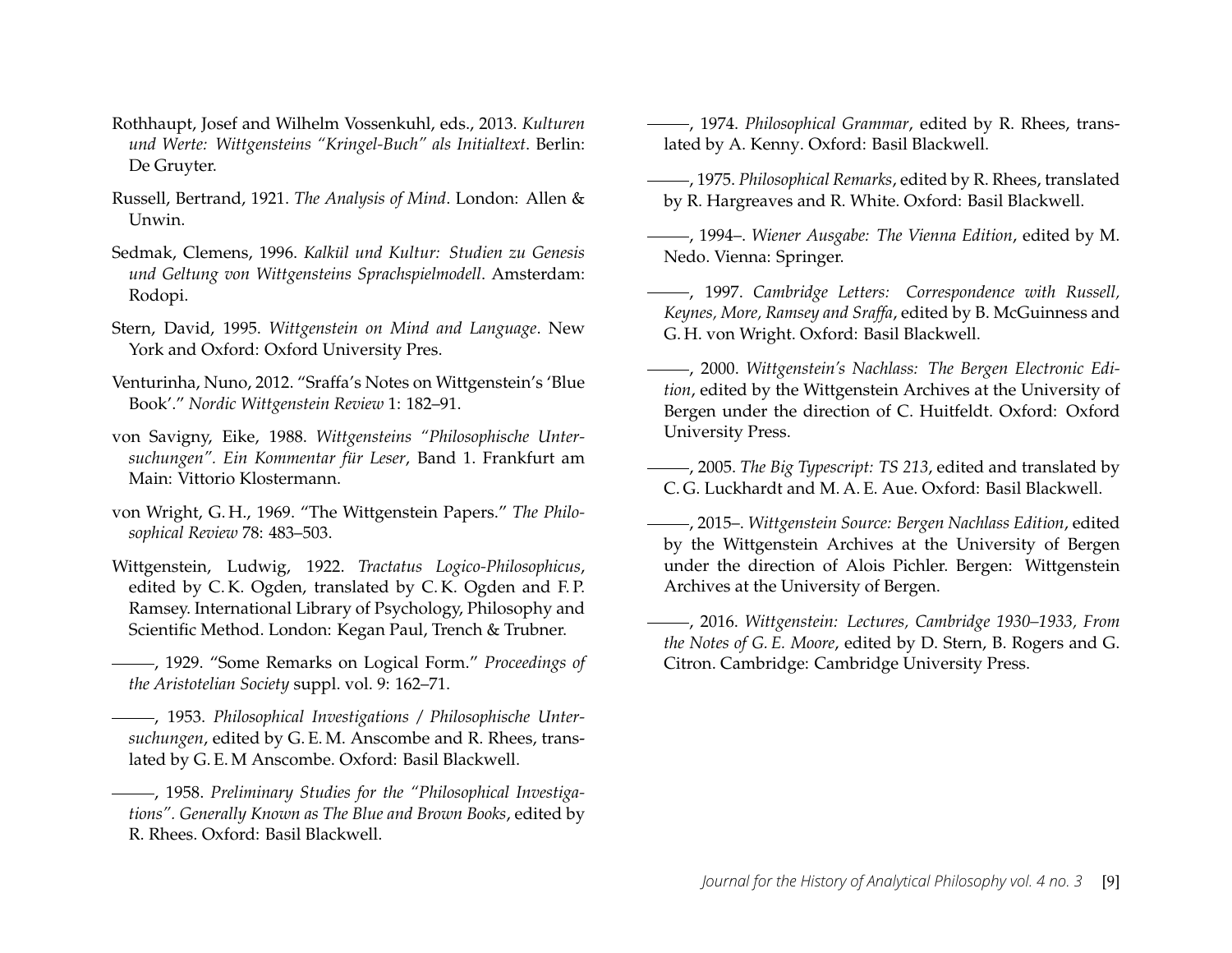Rothhaupt, Josef and Wilhelm Vossenkuhl, eds., 2013. *Kulturen und Werte: Wittgensteins "Kringel-Buch" als Initialtext*. Berlin: De Gruyter.

Russell, Bertrand, 1921. *The Analysis of Mind*. London: Allen & Unwin.

Sedmak, Clemens, 1996. *Kalkül und Kultur: Studien zu Genesis und Geltung von Wittgensteins Sprachspielmodell*. Amsterdam: Rodopi.

Stern, David, 1995. *Wittgenstein on Mind and Language*. New York and Oxford: Oxford University Pres.

Venturinha, Nuno, 2012. "Sraffa's Notes on Wittgenstein's 'Blue Book'." *Nordic Wittgenstein Review* 1: 182–91.

von Savigny, Eike, 1988. *Wittgensteins "Philosophische Untersuchungen". Ein Kommentar für Leser*, Band 1. Frankfurt am Main: Vittorio Klostermann.

von Wright, G. H., 1969. "The Wittgenstein Papers." *The Philosophical Review* 78: 483–503.

Wittgenstein, Ludwig, 1922. *Tractatus Logico-Philosophicus*, edited by C. K. Ogden, translated by C. K. Ogden and F. P. Ramsey. International Library of Psychology, Philosophy and Scientific Method. London: Kegan Paul, Trench & Trubner.

———, 1929. "Some Remarks on Logical Form." *Proceedings of the Aristotelian Society* suppl. vol. 9: 162–71.

———, 1953. *Philosophical Investigations / Philosophische Untersuchungen*, edited by G. E. M. Anscombe and R. Rhees, translated by G. E. M Anscombe. Oxford: Basil Blackwell.

———, 1958. *Preliminary Studies for the "Philosophical Investigations". Generally Known as The Blue and Brown Books*, edited by R. Rhees. Oxford: Basil Blackwell.

———, 1974. *Philosophical Grammar*, edited by R. Rhees, translated by A. Kenny. Oxford: Basil Blackwell.

———, 1975. *Philosophical Remarks*, edited by R. Rhees, translated by R. Hargreaves and R. White. Oxford: Basil Blackwell.

———, 1994–. *Wiener Ausgabe: The Vienna Edition*, edited by M. Nedo. Vienna: Springer.

———, 1997. *Cambridge Letters: Correspondence with Russell, Keynes, More, Ramsey and Sraffa*, edited by B. McGuinness and G. H. von Wright. Oxford: Basil Blackwell.

———, 2000. *Wittgenstein's Nachlass: The Bergen Electronic Edition*, edited by the Wittgenstein Archives at the University of Bergen under the direction of C. Huitfeldt. Oxford: Oxford University Press.

———, 2005. *The Big Typescript: TS 213*, edited and translated by C. G. Luckhardt and M. A. E. Aue. Oxford: Basil Blackwell.

———, 2015–. *Wittgenstein Source: Bergen Nachlass Edition*, edited by the Wittgenstein Archives at the University of Bergen under the direction of Alois Pichler. Bergen: Wittgenstein Archives at the University of Bergen.

———, 2016. *Wittgenstein: Lectures, Cambridge 1930–1933, From the Notes of G. E. Moore*, edited by D. Stern, B. Rogers and G. Citron. Cambridge: Cambridge University Press.